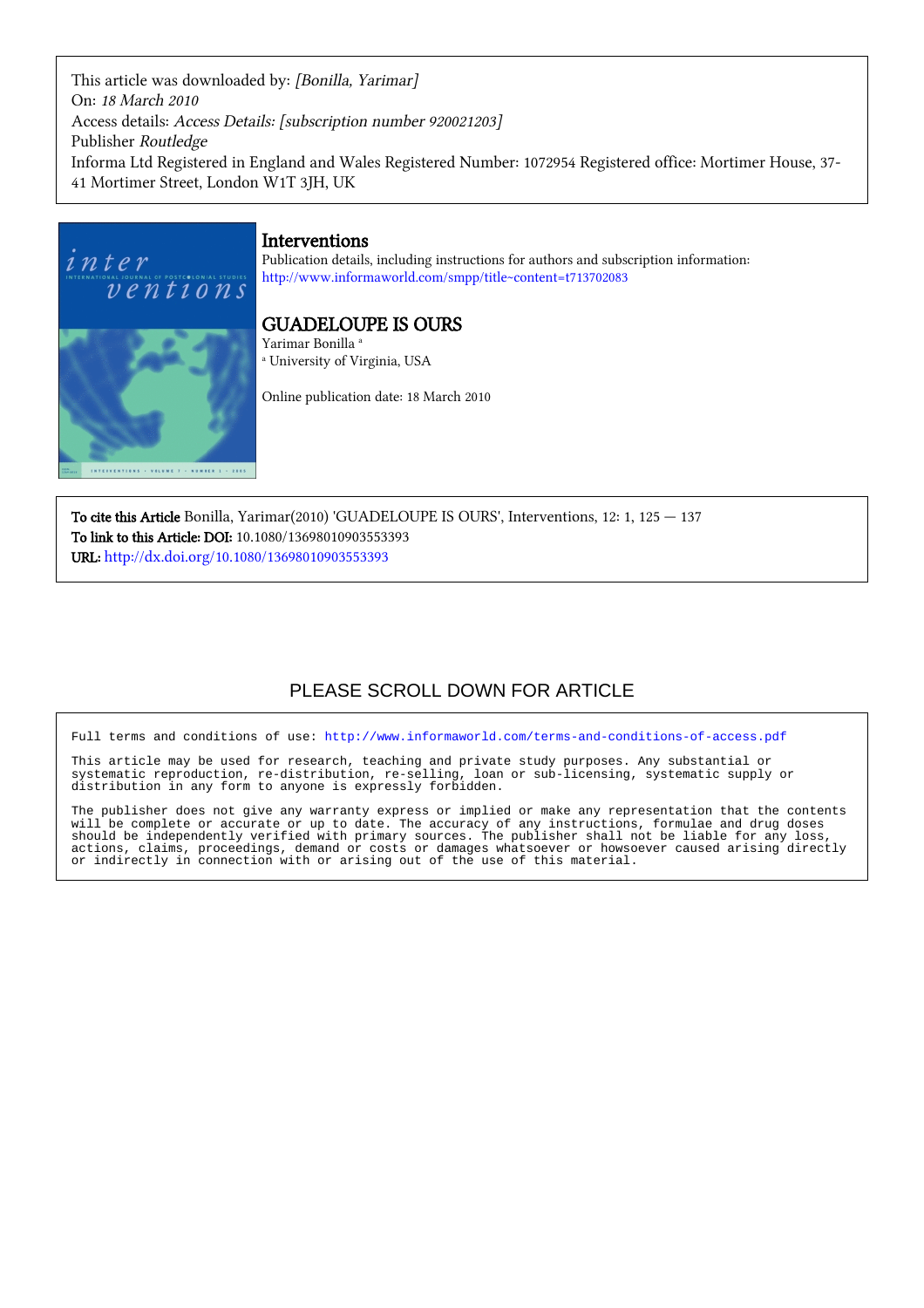This article was downloaded by: *[Bonilla, Yarimar]*
On: *18 March 2010*
Access details: *Access Details: [subscription number 920021203]*
Publisher *Routledge*
Informa Ltd Registered in England and Wales Registered Number: 1072954 Registered office: Mortimer House, 37-41 Mortimer Street, London W1T 3JH, UK

## Interventions

Publication details, including instructions for authors and subscription information:
http://www.informaworld.com/smpp/title~content=t713702083

# GUADELOUPE IS OURS

Yarimar Bonilla[a]

[a] University of Virginia, USA

Online publication date: 18 March 2010

**To cite this Article** Bonilla, Yarimar(2010) 'GUADELOUPE IS OURS', Interventions, 12: 1, 125 — 137
**To link to this Article: DOI:** 10.1080/13698010903553393
**URL:** http://dx.doi.org/10.1080/13698010903553393

PLEASE SCROLL DOWN FOR ARTICLE

Full terms and conditions of use: http://www.informaworld.com/terms-and-conditions-of-access.pdf

This article may be used for research, teaching and private study purposes. Any substantial or systematic reproduction, re-distribution, re-selling, loan or sub-licensing, systematic supply or distribution in any form to anyone is expressly forbidden.

The publisher does not give any warranty express or implied or make any representation that the contents will be complete or accurate or up to date. The accuracy of any instructions, formulae and drug doses should be independently verified with primary sources. The publisher shall not be liable for any loss, actions, claims, proceedings, demand or costs or damages whatsoever or howsoever caused arising directly or indirectly in connection with or arising out of the use of this material.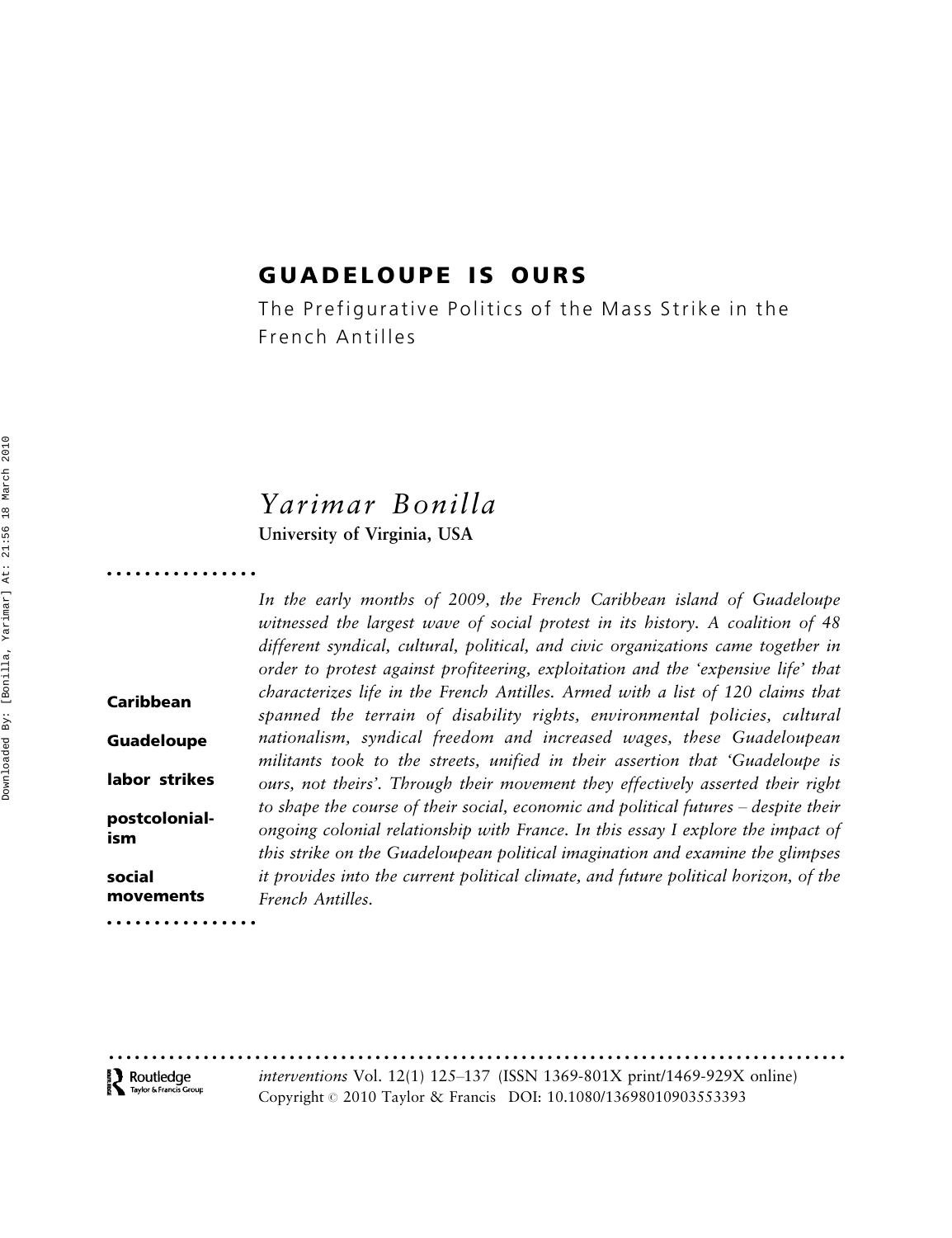# GUADELOUPE IS OURS

## The Prefigurative Politics of the Mass Strike in the French Antilles

### Yarimar Bonilla

**University of Virginia, USA**

**Caribbean**

**Guadeloupe**

**labor strikes**

**postcolonialism**

**social movements**

*In the early months of 2009, the French Caribbean island of Guadeloupe witnessed the largest wave of social protest in its history. A coalition of 48 different syndical, cultural, political, and civic organizations came together in order to protest against profiteering, exploitation and the 'expensive life' that characterizes life in the French Antilles. Armed with a list of 120 claims that spanned the terrain of disability rights, environmental policies, cultural nationalism, syndical freedom and increased wages, these Guadeloupean militants took to the streets, unified in their assertion that 'Guadeloupe is ours, not theirs'. Through their movement they effectively asserted their right to shape the course of their social, economic and political futures – despite their ongoing colonial relationship with France. In this essay I explore the impact of this strike on the Guadeloupean political imagination and examine the glimpses it provides into the current political climate, and future political horizon, of the French Antilles.*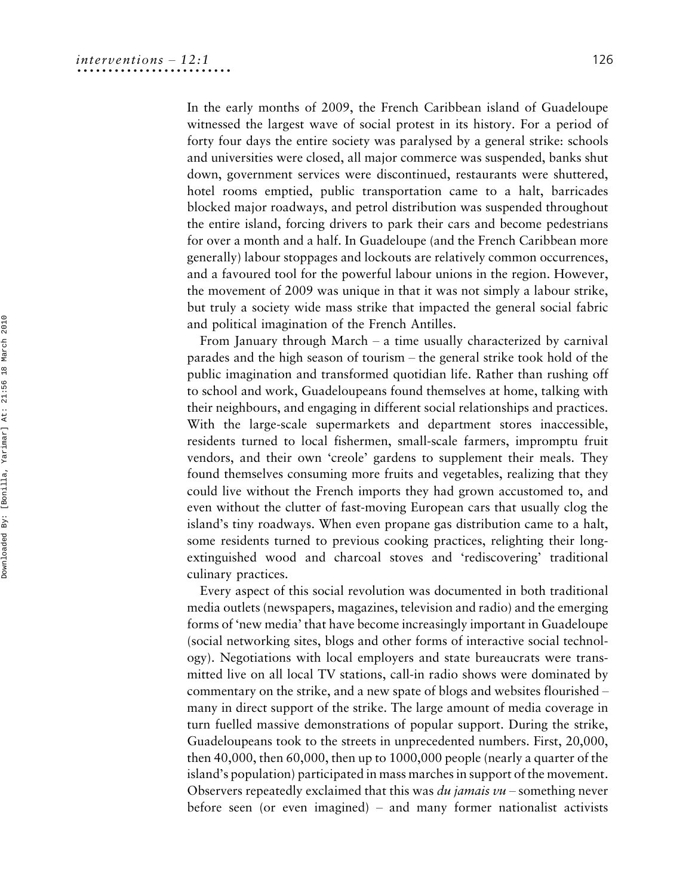In the early months of 2009, the French Caribbean island of Guadeloupe witnessed the largest wave of social protest in its history. For a period of forty four days the entire society was paralysed by a general strike: schools and universities were closed, all major commerce was suspended, banks shut down, government services were discontinued, restaurants were shuttered, hotel rooms emptied, public transportation came to a halt, barricades blocked major roadways, and petrol distribution was suspended throughout the entire island, forcing drivers to park their cars and become pedestrians for over a month and a half. In Guadeloupe (and the French Caribbean more generally) labour stoppages and lockouts are relatively common occurrences, and a favoured tool for the powerful labour unions in the region. However, the movement of 2009 was unique in that it was not simply a labour strike, but truly a society wide mass strike that impacted the general social fabric and political imagination of the French Antilles.

From January through March – a time usually characterized by carnival parades and the high season of tourism – the general strike took hold of the public imagination and transformed quotidian life. Rather than rushing off to school and work, Guadeloupeans found themselves at home, talking with their neighbours, and engaging in different social relationships and practices. With the large-scale supermarkets and department stores inaccessible, residents turned to local fishermen, small-scale farmers, impromptu fruit vendors, and their own 'creole' gardens to supplement their meals. They found themselves consuming more fruits and vegetables, realizing that they could live without the French imports they had grown accustomed to, and even without the clutter of fast-moving European cars that usually clog the island's tiny roadways. When even propane gas distribution came to a halt, some residents turned to previous cooking practices, relighting their long-extinguished wood and charcoal stoves and 'rediscovering' traditional culinary practices.

Every aspect of this social revolution was documented in both traditional media outlets (newspapers, magazines, television and radio) and the emerging forms of 'new media' that have become increasingly important in Guadeloupe (social networking sites, blogs and other forms of interactive social technology). Negotiations with local employers and state bureaucrats were transmitted live on all local TV stations, call-in radio shows were dominated by commentary on the strike, and a new spate of blogs and websites flourished – many in direct support of the strike. The large amount of media coverage in turn fuelled massive demonstrations of popular support. During the strike, Guadeloupeans took to the streets in unprecedented numbers. First, 20,000, then 40,000, then 60,000, then up to 1000,000 people (nearly a quarter of the island's population) participated in mass marches in support of the movement. Observers repeatedly exclaimed that this was *du jamais vu* – something never before seen (or even imagined) – and many former nationalist activists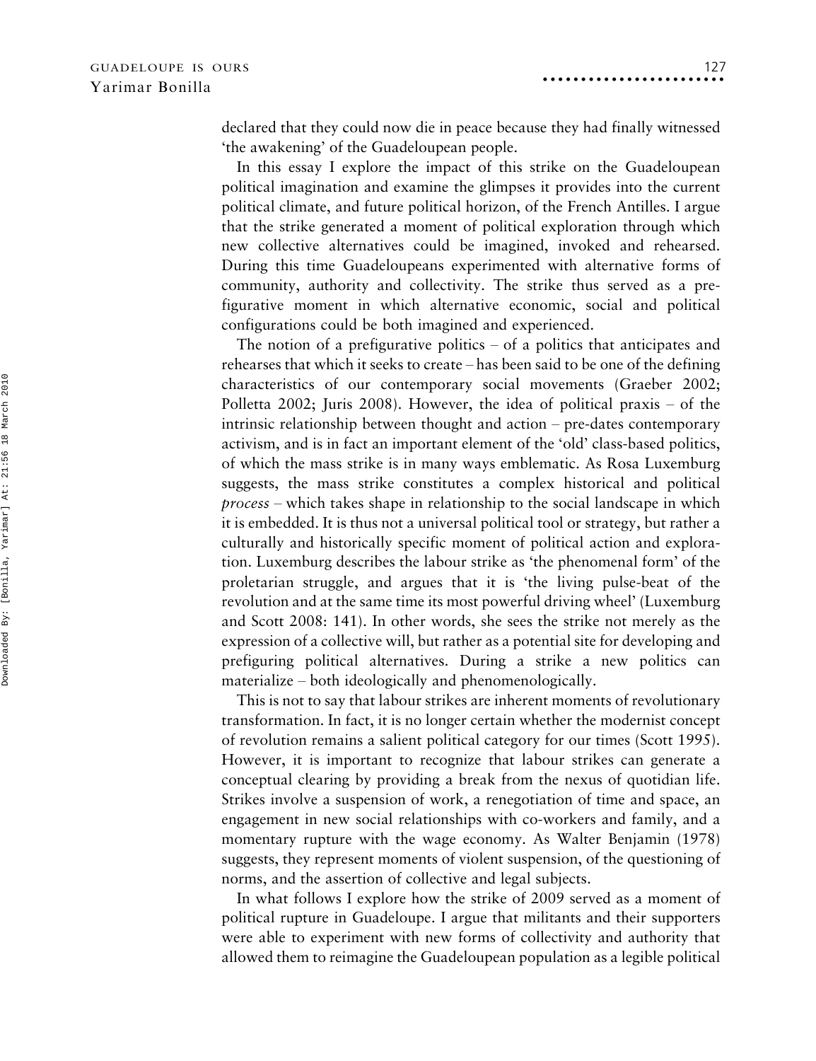declared that they could now die in peace because they had finally witnessed 'the awakening' of the Guadeloupean people.

In this essay I explore the impact of this strike on the Guadeloupean political imagination and examine the glimpses it provides into the current political climate, and future political horizon, of the French Antilles. I argue that the strike generated a moment of political exploration through which new collective alternatives could be imagined, invoked and rehearsed. During this time Guadeloupeans experimented with alternative forms of community, authority and collectivity. The strike thus served as a prefigurative moment in which alternative economic, social and political configurations could be both imagined and experienced.

The notion of a prefigurative politics – of a politics that anticipates and rehearses that which it seeks to create – has been said to be one of the defining characteristics of our contemporary social movements (Graeber 2002; Polletta 2002; Juris 2008). However, the idea of political praxis – of the intrinsic relationship between thought and action – pre-dates contemporary activism, and is in fact an important element of the 'old' class-based politics, of which the mass strike is in many ways emblematic. As Rosa Luxemburg suggests, the mass strike constitutes a complex historical and political *process* – which takes shape in relationship to the social landscape in which it is embedded. It is thus not a universal political tool or strategy, but rather a culturally and historically specific moment of political action and exploration. Luxemburg describes the labour strike as 'the phenomenal form' of the proletarian struggle, and argues that it is 'the living pulse-beat of the revolution and at the same time its most powerful driving wheel' (Luxemburg and Scott 2008: 141). In other words, she sees the strike not merely as the expression of a collective will, but rather as a potential site for developing and prefiguring political alternatives. During a strike a new politics can materialize – both ideologically and phenomenologically.

This is not to say that labour strikes are inherent moments of revolutionary transformation. In fact, it is no longer certain whether the modernist concept of revolution remains a salient political category for our times (Scott 1995). However, it is important to recognize that labour strikes can generate a conceptual clearing by providing a break from the nexus of quotidian life. Strikes involve a suspension of work, a renegotiation of time and space, an engagement in new social relationships with co-workers and family, and a momentary rupture with the wage economy. As Walter Benjamin (1978) suggests, they represent moments of violent suspension, of the questioning of norms, and the assertion of collective and legal subjects.

In what follows I explore how the strike of 2009 served as a moment of political rupture in Guadeloupe. I argue that militants and their supporters were able to experiment with new forms of collectivity and authority that allowed them to reimagine the Guadeloupean population as a legible political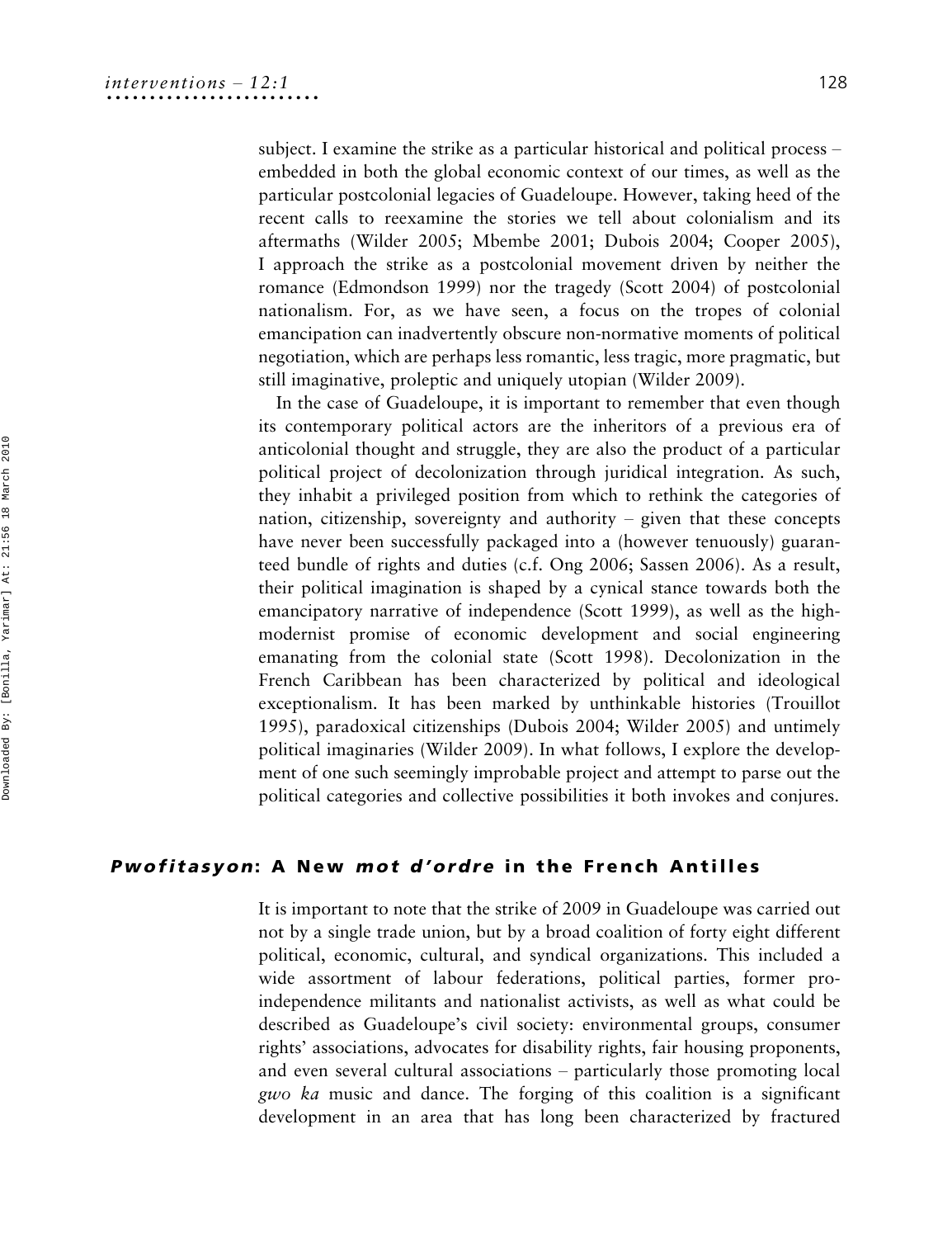subject. I examine the strike as a particular historical and political process – embedded in both the global economic context of our times, as well as the particular postcolonial legacies of Guadeloupe. However, taking heed of the recent calls to reexamine the stories we tell about colonialism and its aftermaths (Wilder 2005; Mbembe 2001; Dubois 2004; Cooper 2005), I approach the strike as a postcolonial movement driven by neither the romance (Edmondson 1999) nor the tragedy (Scott 2004) of postcolonial nationalism. For, as we have seen, a focus on the tropes of colonial emancipation can inadvertently obscure non-normative moments of political negotiation, which are perhaps less romantic, less tragic, more pragmatic, but still imaginative, proleptic and uniquely utopian (Wilder 2009).

In the case of Guadeloupe, it is important to remember that even though its contemporary political actors are the inheritors of a previous era of anticolonial thought and struggle, they are also the product of a particular political project of decolonization through juridical integration. As such, they inhabit a privileged position from which to rethink the categories of nation, citizenship, sovereignty and authority – given that these concepts have never been successfully packaged into a (however tenuously) guaranteed bundle of rights and duties (c.f. Ong 2006; Sassen 2006). As a result, their political imagination is shaped by a cynical stance towards both the emancipatory narrative of independence (Scott 1999), as well as the high-modernist promise of economic development and social engineering emanating from the colonial state (Scott 1998). Decolonization in the French Caribbean has been characterized by political and ideological exceptionalism. It has been marked by unthinkable histories (Trouillot 1995), paradoxical citizenships (Dubois 2004; Wilder 2005) and untimely political imaginaries (Wilder 2009). In what follows, I explore the development of one such seemingly improbable project and attempt to parse out the political categories and collective possibilities it both invokes and conjures.

## *Pwofitasyon*: A New *mot d'ordre* in the French Antilles

It is important to note that the strike of 2009 in Guadeloupe was carried out not by a single trade union, but by a broad coalition of forty eight different political, economic, cultural, and syndical organizations. This included a wide assortment of labour federations, political parties, former pro-independence militants and nationalist activists, as well as what could be described as Guadeloupe's civil society: environmental groups, consumer rights' associations, advocates for disability rights, fair housing proponents, and even several cultural associations – particularly those promoting local *gwo ka* music and dance. The forging of this coalition is a significant development in an area that has long been characterized by fractured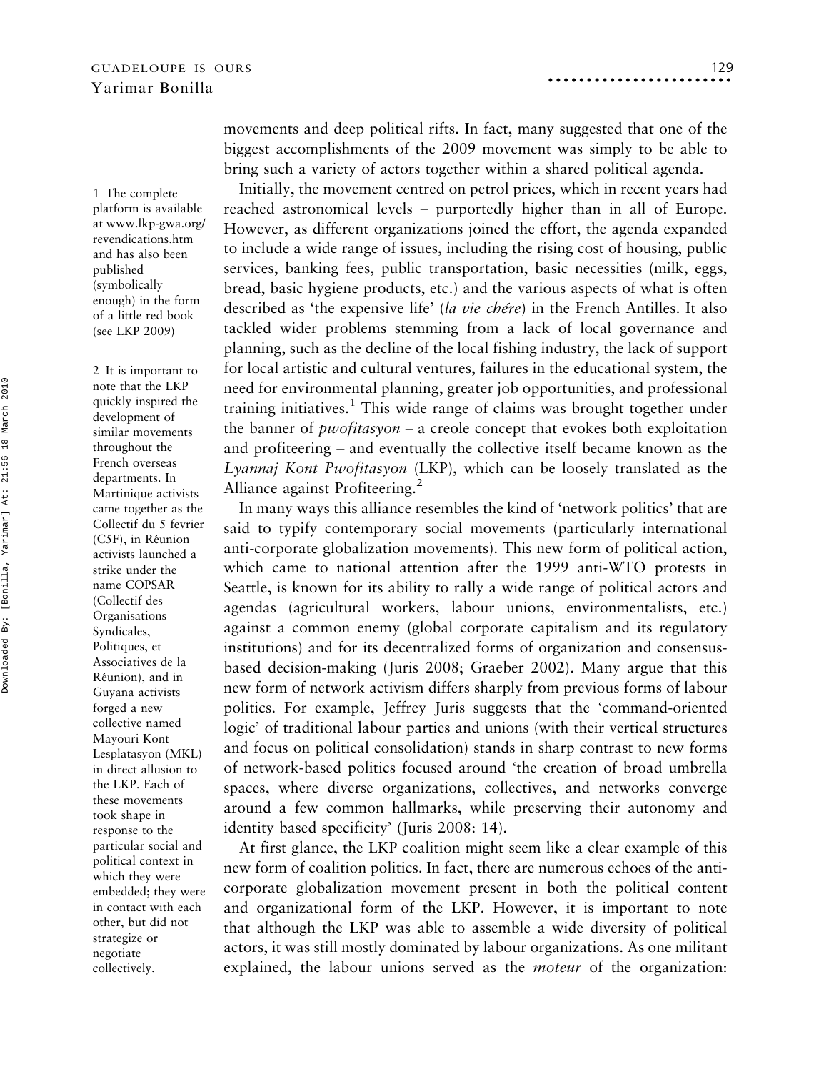movements and deep political rifts. In fact, many suggested that one of the biggest accomplishments of the 2009 movement was simply to be able to bring such a variety of actors together within a shared political agenda.

Initially, the movement centred on petrol prices, which in recent years had reached astronomical levels – purportedly higher than in all of Europe. However, as different organizations joined the effort, the agenda expanded to include a wide range of issues, including the rising cost of housing, public services, banking fees, public transportation, basic necessities (milk, eggs, bread, basic hygiene products, etc.) and the various aspects of what is often described as 'the expensive life' (*la vie chére*) in the French Antilles. It also tackled wider problems stemming from a lack of local governance and planning, such as the decline of the local fishing industry, the lack of support for local artistic and cultural ventures, failures in the educational system, the need for environmental planning, greater job opportunities, and professional training initiatives.[1] This wide range of claims was brought together under the banner of *pwofitasyon* – a creole concept that evokes both exploitation and profiteering – and eventually the collective itself became known as the *Lyannaj Kont Pwofitasyon* (LKP), which can be loosely translated as the Alliance against Profiteering.[2]

In many ways this alliance resembles the kind of 'network politics' that are said to typify contemporary social movements (particularly international anti-corporate globalization movements). This new form of political action, which came to national attention after the 1999 anti-WTO protests in Seattle, is known for its ability to rally a wide range of political actors and agendas (agricultural workers, labour unions, environmentalists, etc.) against a common enemy (global corporate capitalism and its regulatory institutions) and for its decentralized forms of organization and consensus-based decision-making (Juris 2008; Graeber 2002). Many argue that this new form of network activism differs sharply from previous forms of labour politics. For example, Jeffrey Juris suggests that the 'command-oriented logic' of traditional labour parties and unions (with their vertical structures and focus on political consolidation) stands in sharp contrast to new forms of network-based politics focused around 'the creation of broad umbrella spaces, where diverse organizations, collectives, and networks converge around a few common hallmarks, while preserving their autonomy and identity based specificity' (Juris 2008: 14).

At first glance, the LKP coalition might seem like a clear example of this new form of coalition politics. In fact, there are numerous echoes of the anti-corporate globalization movement present in both the political content and organizational form of the LKP. However, it is important to note that although the LKP was able to assemble a wide diversity of political actors, it was still mostly dominated by labour organizations. As one militant explained, the labour unions served as the *moteur* of the organization:

1 The complete platform is available at www.lkp-gwa.org/revendications.htm and has also been published (symbolically enough) in the form of a little red book (see LKP 2009)

2 It is important to note that the LKP quickly inspired the development of similar movements throughout the French overseas departments. In Martinique activists came together as the Collectif du 5 fevrier (C5F), in Réunion activists launched a strike under the name COPSAR (Collectif des Organisations Syndicales, Politiques, et Associatives de la Réunion), and in Guyana activists forged a new collective named Mayouri Kont Lesplatasyon (MKL) in direct allusion to the LKP. Each of these movements took shape in response to the particular social and political context in which they were embedded; they were in contact with each other, but did not strategize or negotiate collectively.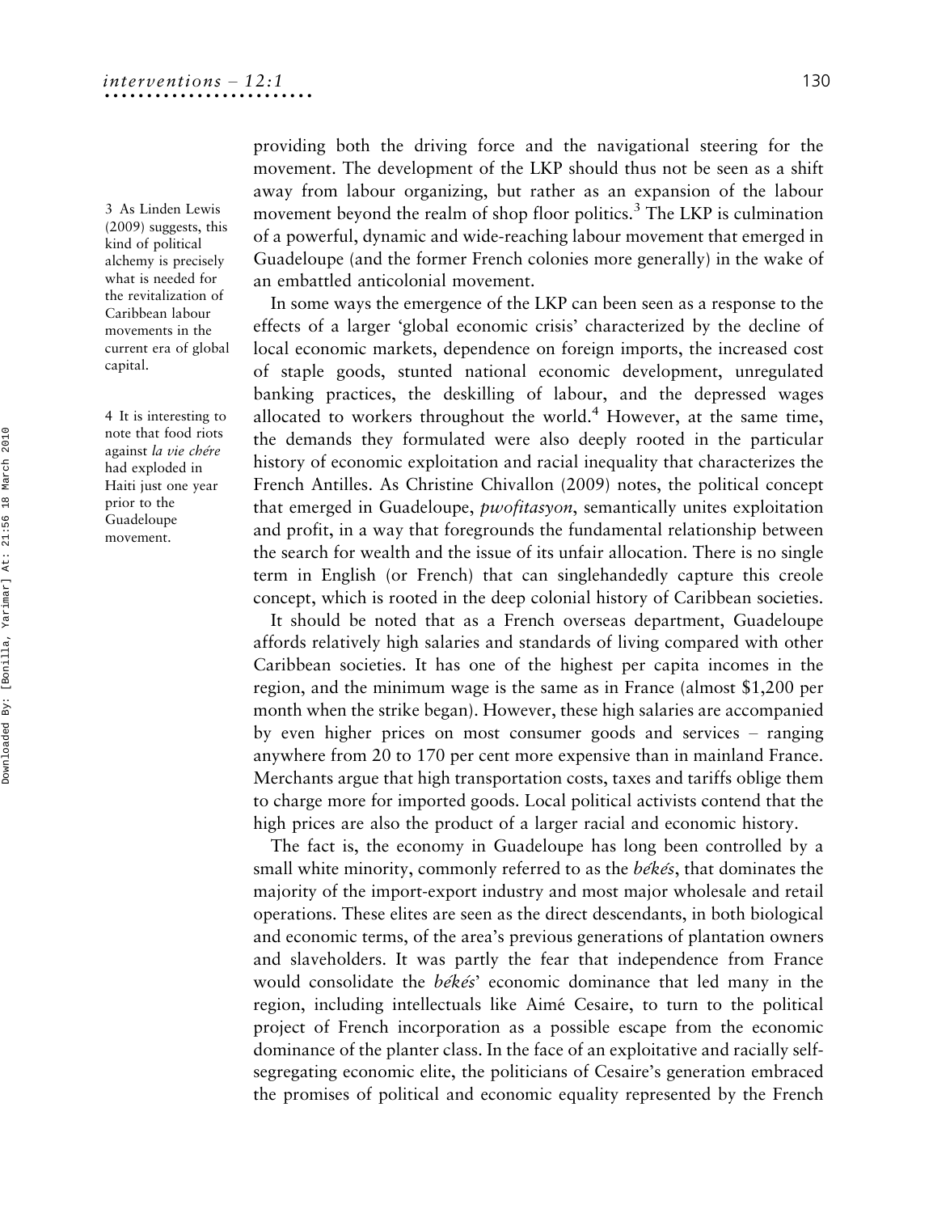providing both the driving force and the navigational steering for the movement. The development of the LKP should thus not be seen as a shift away from labour organizing, but rather as an expansion of the labour movement beyond the realm of shop floor politics.[3] The LKP is culmination of a powerful, dynamic and wide-reaching labour movement that emerged in Guadeloupe (and the former French colonies more generally) in the wake of an embattled anticolonial movement.

In some ways the emergence of the LKP can been seen as a response to the effects of a larger 'global economic crisis' characterized by the decline of local economic markets, dependence on foreign imports, the increased cost of staple goods, stunted national economic development, unregulated banking practices, the deskilling of labour, and the depressed wages allocated to workers throughout the world.[4] However, at the same time, the demands they formulated were also deeply rooted in the particular history of economic exploitation and racial inequality that characterizes the French Antilles. As Christine Chivallon (2009) notes, the political concept that emerged in Guadeloupe, *pwofitasyon*, semantically unites exploitation and profit, in a way that foregrounds the fundamental relationship between the search for wealth and the issue of its unfair allocation. There is no single term in English (or French) that can singlehandedly capture this creole concept, which is rooted in the deep colonial history of Caribbean societies.

It should be noted that as a French overseas department, Guadeloupe affords relatively high salaries and standards of living compared with other Caribbean societies. It has one of the highest per capita incomes in the region, and the minimum wage is the same as in France (almost $1,200 per month when the strike began). However, these high salaries are accompanied by even higher prices on most consumer goods and services – ranging anywhere from 20 to 170 per cent more expensive than in mainland France. Merchants argue that high transportation costs, taxes and tariffs oblige them to charge more for imported goods. Local political activists contend that the high prices are also the product of a larger racial and economic history.

The fact is, the economy in Guadeloupe has long been controlled by a small white minority, commonly referred to as the *békés*, that dominates the majority of the import-export industry and most major wholesale and retail operations. These elites are seen as the direct descendants, in both biological and economic terms, of the area's previous generations of plantation owners and slaveholders. It was partly the fear that independence from France would consolidate the *békés*' economic dominance that led many in the region, including intellectuals like Aimé Cesaire, to turn to the political project of French incorporation as a possible escape from the economic dominance of the planter class. In the face of an exploitative and racially self-segregating economic elite, the politicians of Cesaire's generation embraced the promises of political and economic equality represented by the French

3 As Linden Lewis (2009) suggests, this kind of political alchemy is precisely what is needed for the revitalization of Caribbean labour movements in the current era of global capital.

4 It is interesting to note that food riots against *la vie chére* had exploded in Haiti just one year prior to the Guadeloupe movement.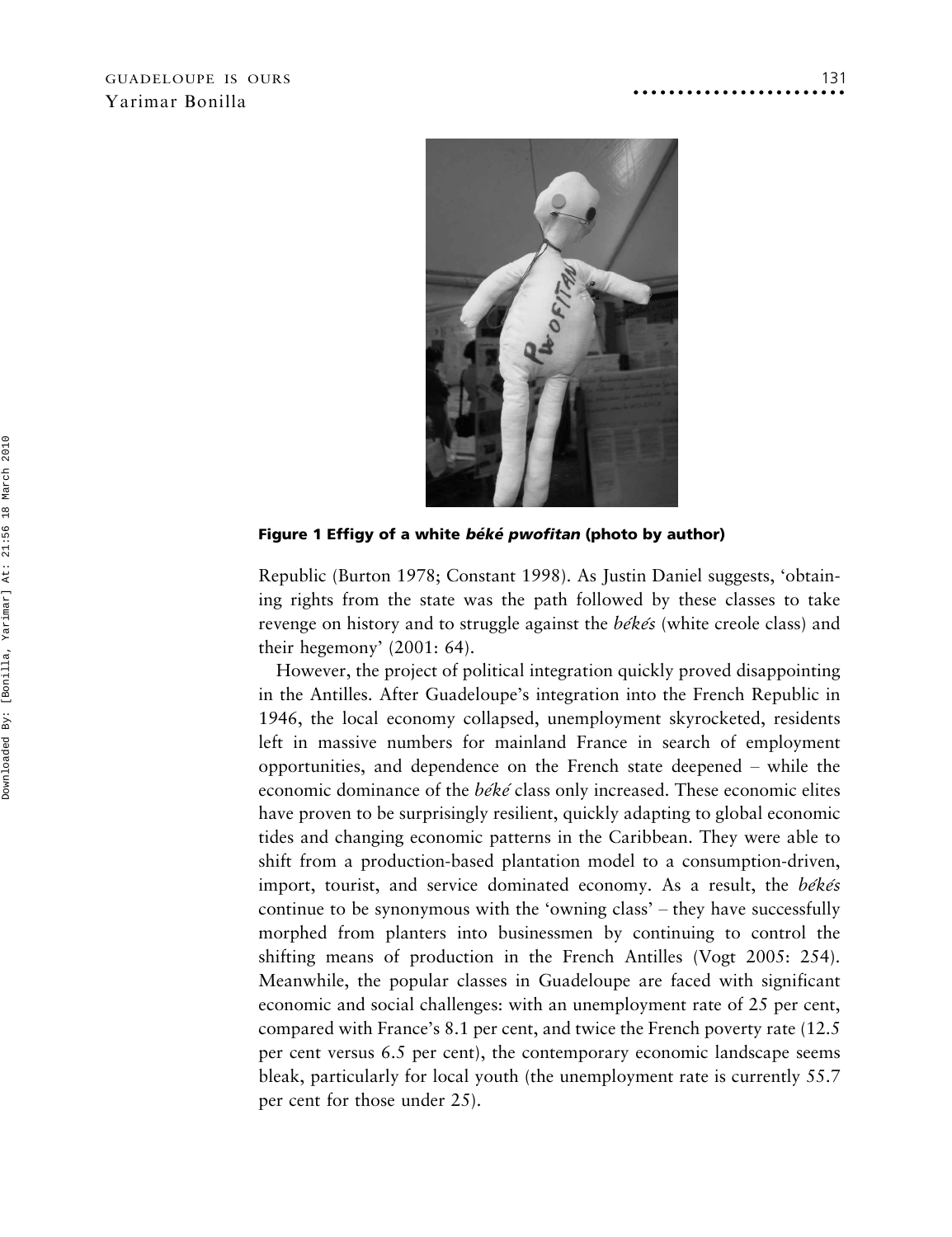**Figure 1 Effigy of a white *béké pwofitan* (photo by author)**

Republic (Burton 1978; Constant 1998). As Justin Daniel suggests, 'obtaining rights from the state was the path followed by these classes to take revenge on history and to struggle against the *békés* (white creole class) and their hegemony' (2001: 64).

However, the project of political integration quickly proved disappointing in the Antilles. After Guadeloupe's integration into the French Republic in 1946, the local economy collapsed, unemployment skyrocketed, residents left in massive numbers for mainland France in search of employment opportunities, and dependence on the French state deepened – while the economic dominance of the *béké* class only increased. These economic elites have proven to be surprisingly resilient, quickly adapting to global economic tides and changing economic patterns in the Caribbean. They were able to shift from a production-based plantation model to a consumption-driven, import, tourist, and service dominated economy. As a result, the *békés* continue to be synonymous with the 'owning class' – they have successfully morphed from planters into businessmen by continuing to control the shifting means of production in the French Antilles (Vogt 2005: 254). Meanwhile, the popular classes in Guadeloupe are faced with significant economic and social challenges: with an unemployment rate of 25 per cent, compared with France's 8.1 per cent, and twice the French poverty rate (12.5 per cent versus 6.5 per cent), the contemporary economic landscape seems bleak, particularly for local youth (the unemployment rate is currently 55.7 per cent for those under 25).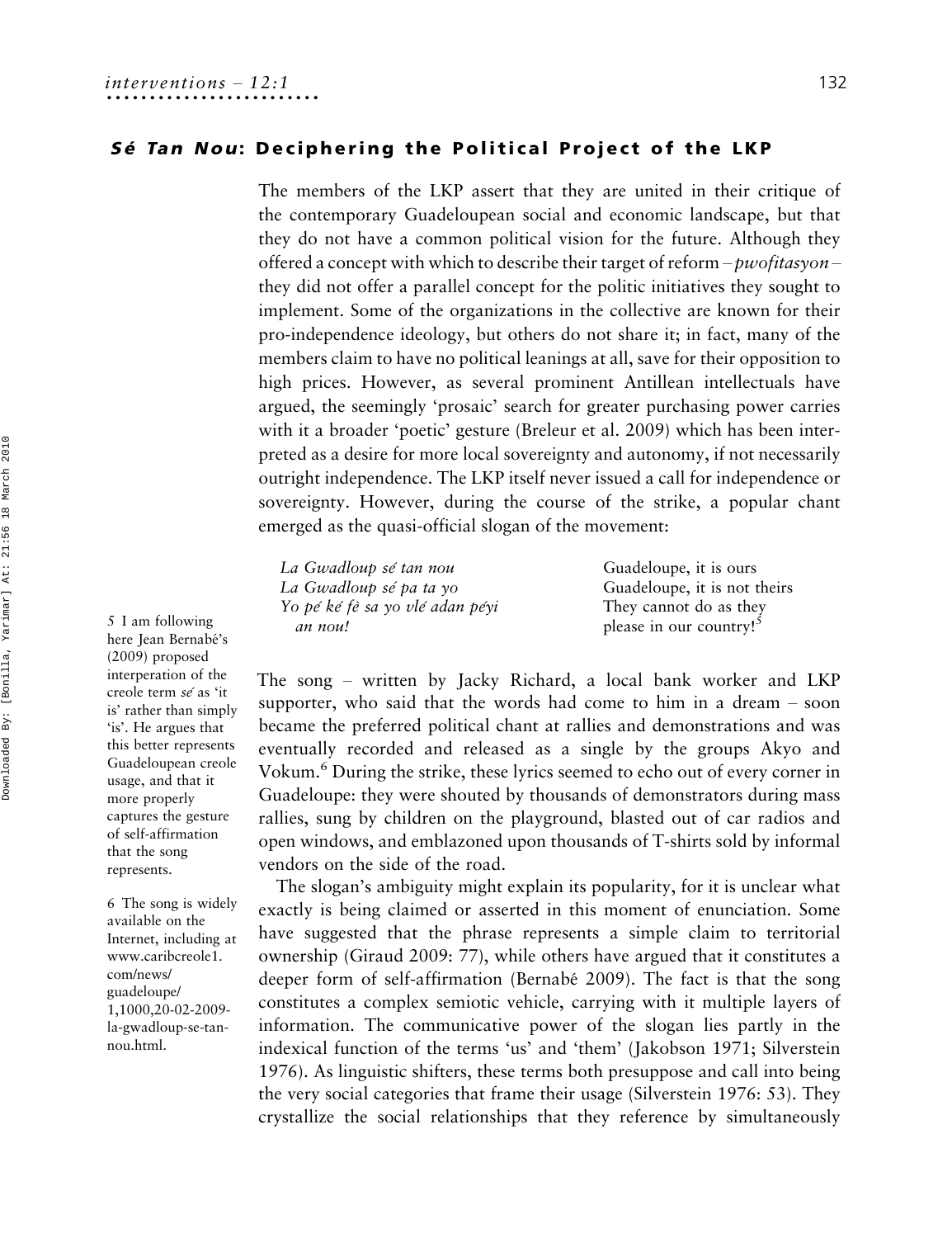## *Sé Tan Nou*: Deciphering the Political Project of the LKP

The members of the LKP assert that they are united in their critique of the contemporary Guadeloupean social and economic landscape, but that they do not have a common political vision for the future. Although they offered a concept with which to describe their target of reform – *pwofitasyon* – they did not offer a parallel concept for the politic initiatives they sought to implement. Some of the organizations in the collective are known for their pro-independence ideology, but others do not share it; in fact, many of the members claim to have no political leanings at all, save for their opposition to high prices. However, as several prominent Antillean intellectuals have argued, the seemingly 'prosaic' search for greater purchasing power carries with it a broader 'poetic' gesture (Breleur et al. 2009) which has been interpreted as a desire for more local sovereignty and autonomy, if not necessarily outright independence. The LKP itself never issued a call for independence or sovereignty. However, during the course of the strike, a popular chant emerged as the quasi-official slogan of the movement:

| | |
|---|---|
| *La Gwadloup sé tan nou* | Guadeloupe, it is ours |
| *La Gwadloup sé pa ta yo* | Guadeloupe, it is not theirs |
| *Yo pé ké fè sa yo vlé adan péyi an nou!* | They cannot do as they please in our country![5] |

The song – written by Jacky Richard, a local bank worker and LKP supporter, who said that the words had come to him in a dream – soon became the preferred political chant at rallies and demonstrations and was eventually recorded and released as a single by the groups Akyo and Vokum.[6] During the strike, these lyrics seemed to echo out of every corner in Guadeloupe: they were shouted by thousands of demonstrators during mass rallies, sung by children on the playground, blasted out of car radios and open windows, and emblazoned upon thousands of T-shirts sold by informal vendors on the side of the road.

The slogan's ambiguity might explain its popularity, for it is unclear what exactly is being claimed or asserted in this moment of enunciation. Some have suggested that the phrase represents a simple claim to territorial ownership (Giraud 2009: 77), while others have argued that it constitutes a deeper form of self-affirmation (Bernabé 2009). The fact is that the song constitutes a complex semiotic vehicle, carrying with it multiple layers of information. The communicative power of the slogan lies partly in the indexical function of the terms 'us' and 'them' (Jakobson 1971; Silverstein 1976). As linguistic shifters, these terms both presuppose and call into being the very social categories that frame their usage (Silverstein 1976: 53). They crystallize the social relationships that they reference by simultaneously

5 I am following here Jean Bernabé's (2009) proposed interperation of the creole term *sé* as 'it is' rather than simply 'is'. He argues that this better represents Guadeloupean creole usage, and that it more properly captures the gesture of self-affirmation that the song represents.

6 The song is widely available on the Internet, including at www.caribcreole1.com/news/guadeloupe/1,1000,20-02-2009-la-gwadloup-se-tan-nou.html.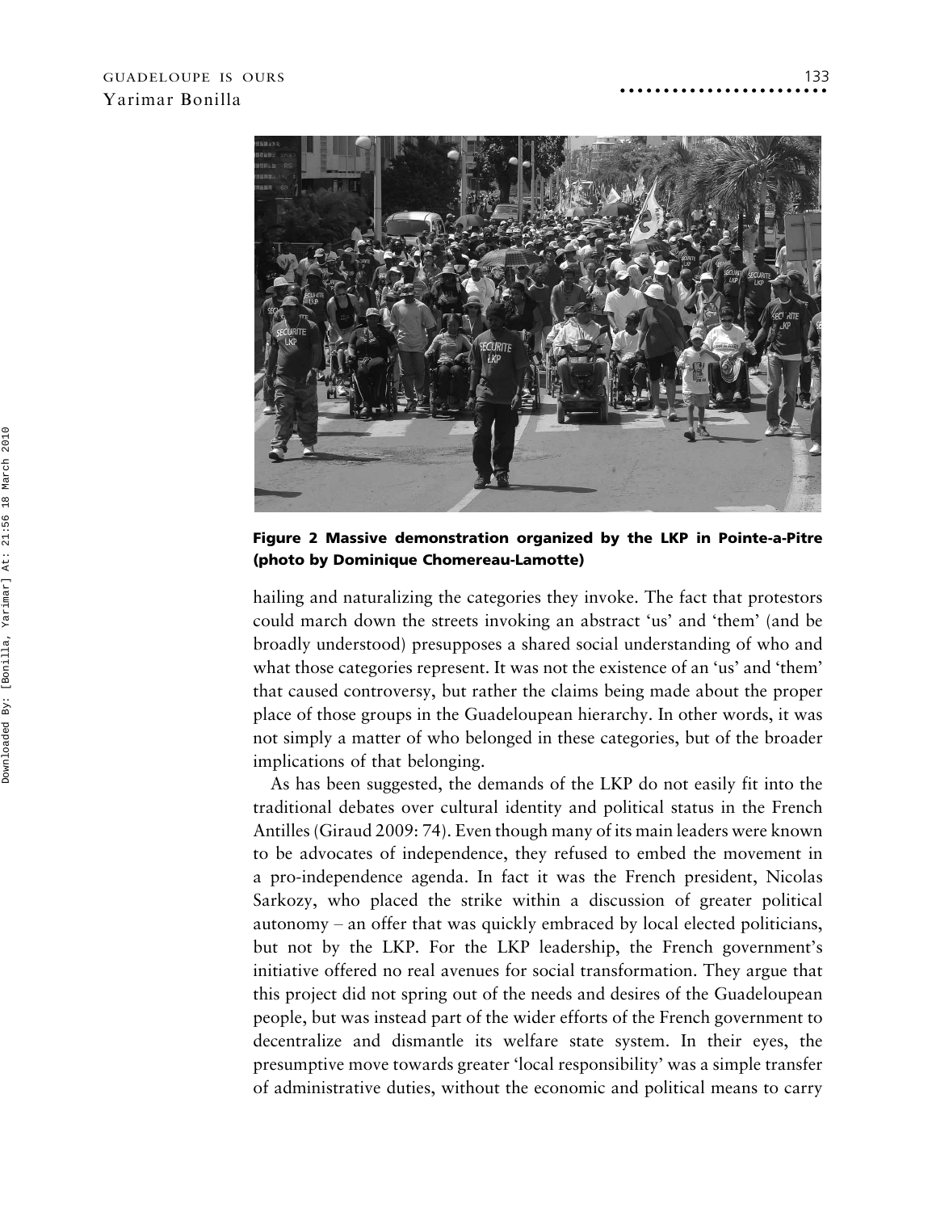**Figure 2 Massive demonstration organized by the LKP in Pointe-a-Pitre (photo by Dominique Chomereau-Lamotte)**

hailing and naturalizing the categories they invoke. The fact that protestors could march down the streets invoking an abstract 'us' and 'them' (and be broadly understood) presupposes a shared social understanding of who and what those categories represent. It was not the existence of an 'us' and 'them' that caused controversy, but rather the claims being made about the proper place of those groups in the Guadeloupean hierarchy. In other words, it was not simply a matter of who belonged in these categories, but of the broader implications of that belonging.

As has been suggested, the demands of the LKP do not easily fit into the traditional debates over cultural identity and political status in the French Antilles (Giraud 2009: 74). Even though many of its main leaders were known to be advocates of independence, they refused to embed the movement in a pro-independence agenda. In fact it was the French president, Nicolas Sarkozy, who placed the strike within a discussion of greater political autonomy – an offer that was quickly embraced by local elected politicians, but not by the LKP. For the LKP leadership, the French government's initiative offered no real avenues for social transformation. They argue that this project did not spring out of the needs and desires of the Guadeloupean people, but was instead part of the wider efforts of the French government to decentralize and dismantle its welfare state system. In their eyes, the presumptive move towards greater 'local responsibility' was a simple transfer of administrative duties, without the economic and political means to carry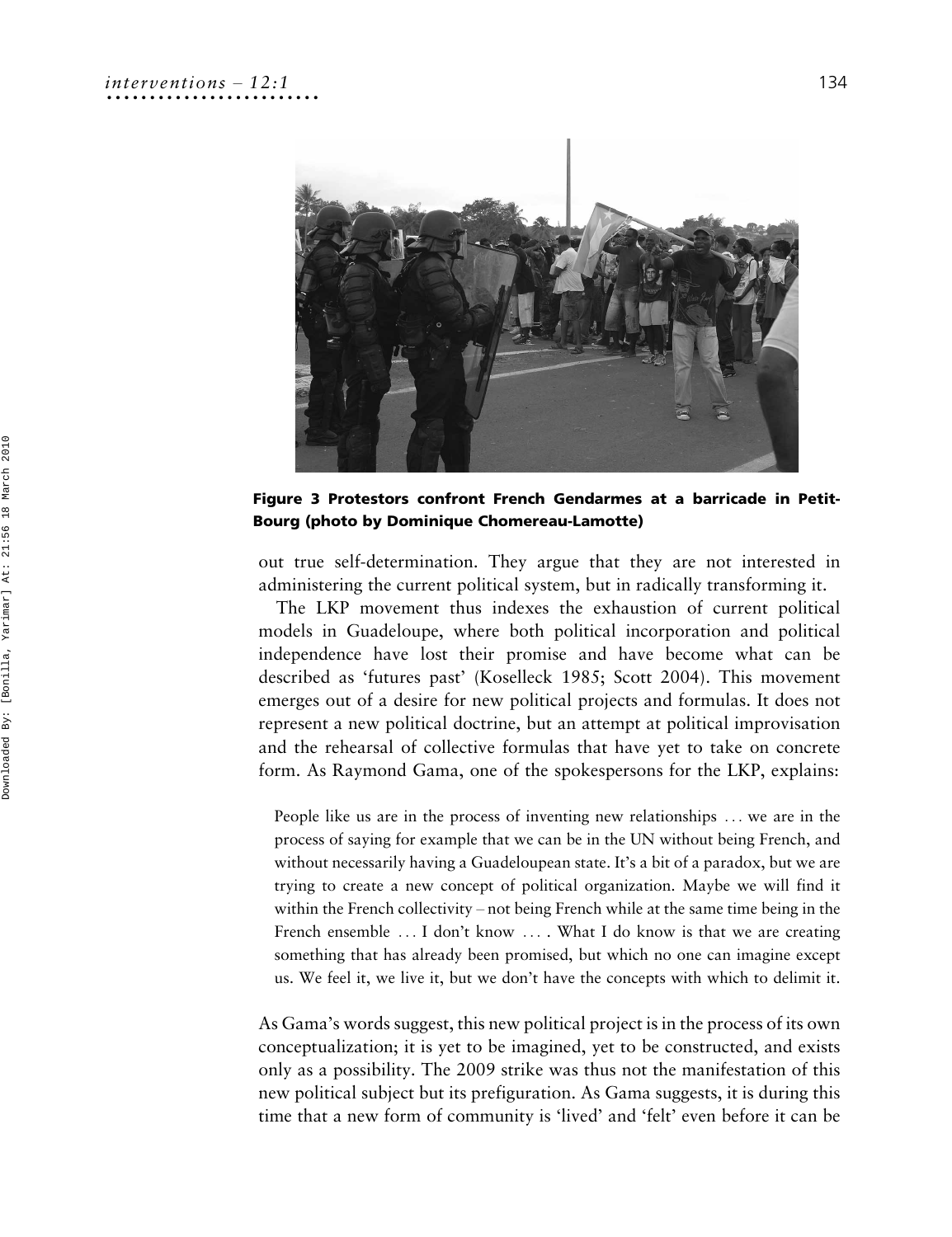**Figure 3 Protestors confront French Gendarmes at a barricade in Petit-Bourg (photo by Dominique Chomereau-Lamotte)**

out true self-determination. They argue that they are not interested in administering the current political system, but in radically transforming it.

The LKP movement thus indexes the exhaustion of current political models in Guadeloupe, where both political incorporation and political independence have lost their promise and have become what can be described as 'futures past' (Koselleck 1985; Scott 2004). This movement emerges out of a desire for new political projects and formulas. It does not represent a new political doctrine, but an attempt at political improvisation and the rehearsal of collective formulas that have yet to take on concrete form. As Raymond Gama, one of the spokespersons for the LKP, explains:

> People like us are in the process of inventing new relationships ... we are in the process of saying for example that we can be in the UN without being French, and without necessarily having a Guadeloupean state. It's a bit of a paradox, but we are trying to create a new concept of political organization. Maybe we will find it within the French collectivity – not being French while at the same time being in the French ensemble ... I don't know ... . What I do know is that we are creating something that has already been promised, but which no one can imagine except us. We feel it, we live it, but we don't have the concepts with which to delimit it.

As Gama's words suggest, this new political project is in the process of its own conceptualization; it is yet to be imagined, yet to be constructed, and exists only as a possibility. The 2009 strike was thus not the manifestation of this new political subject but its prefiguration. As Gama suggests, it is during this time that a new form of community is 'lived' and 'felt' even before it can be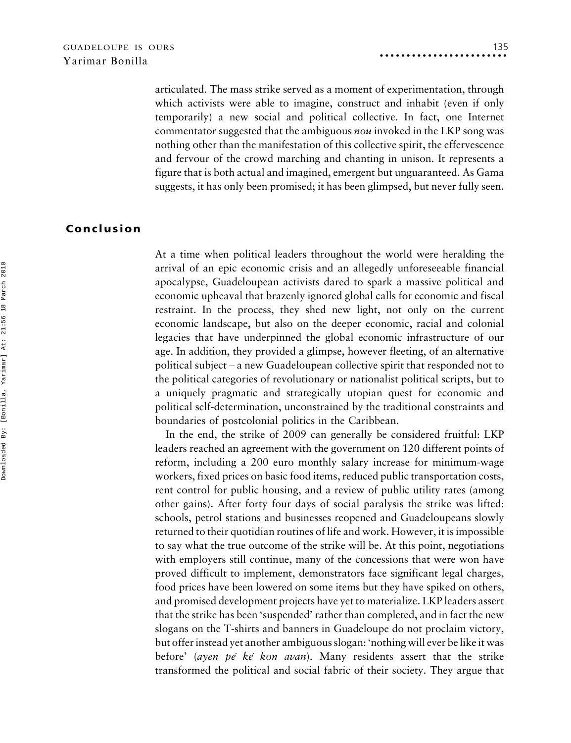articulated. The mass strike served as a moment of experimentation, through which activists were able to imagine, construct and inhabit (even if only temporarily) a new social and political collective. In fact, one Internet commentator suggested that the ambiguous *nou* invoked in the LKP song was nothing other than the manifestation of this collective spirit, the effervescence and fervour of the crowd marching and chanting in unison. It represents a figure that is both actual and imagined, emergent but unguaranteed. As Gama suggests, it has only been promised; it has been glimpsed, but never fully seen.

## Conclusion

At a time when political leaders throughout the world were heralding the arrival of an epic economic crisis and an allegedly unforeseeable financial apocalypse, Guadeloupean activists dared to spark a massive political and economic upheaval that brazenly ignored global calls for economic and fiscal restraint. In the process, they shed new light, not only on the current economic landscape, but also on the deeper economic, racial and colonial legacies that have underpinned the global economic infrastructure of our age. In addition, they provided a glimpse, however fleeting, of an alternative political subject – a new Guadeloupean collective spirit that responded not to the political categories of revolutionary or nationalist political scripts, but to a uniquely pragmatic and strategically utopian quest for economic and political self-determination, unconstrained by the traditional constraints and boundaries of postcolonial politics in the Caribbean.

In the end, the strike of 2009 can generally be considered fruitful: LKP leaders reached an agreement with the government on 120 different points of reform, including a 200 euro monthly salary increase for minimum-wage workers, fixed prices on basic food items, reduced public transportation costs, rent control for public housing, and a review of public utility rates (among other gains). After forty four days of social paralysis the strike was lifted: schools, petrol stations and businesses reopened and Guadeloupeans slowly returned to their quotidian routines of life and work. However, it is impossible to say what the true outcome of the strike will be. At this point, negotiations with employers still continue, many of the concessions that were won have proved difficult to implement, demonstrators face significant legal charges, food prices have been lowered on some items but they have spiked on others, and promised development projects have yet to materialize. LKP leaders assert that the strike has been 'suspended' rather than completed, and in fact the new slogans on the T-shirts and banners in Guadeloupe do not proclaim victory, but offer instead yet another ambiguous slogan: 'nothing will ever be like it was before' (*ayen pé ké kon avan*). Many residents assert that the strike transformed the political and social fabric of their society. They argue that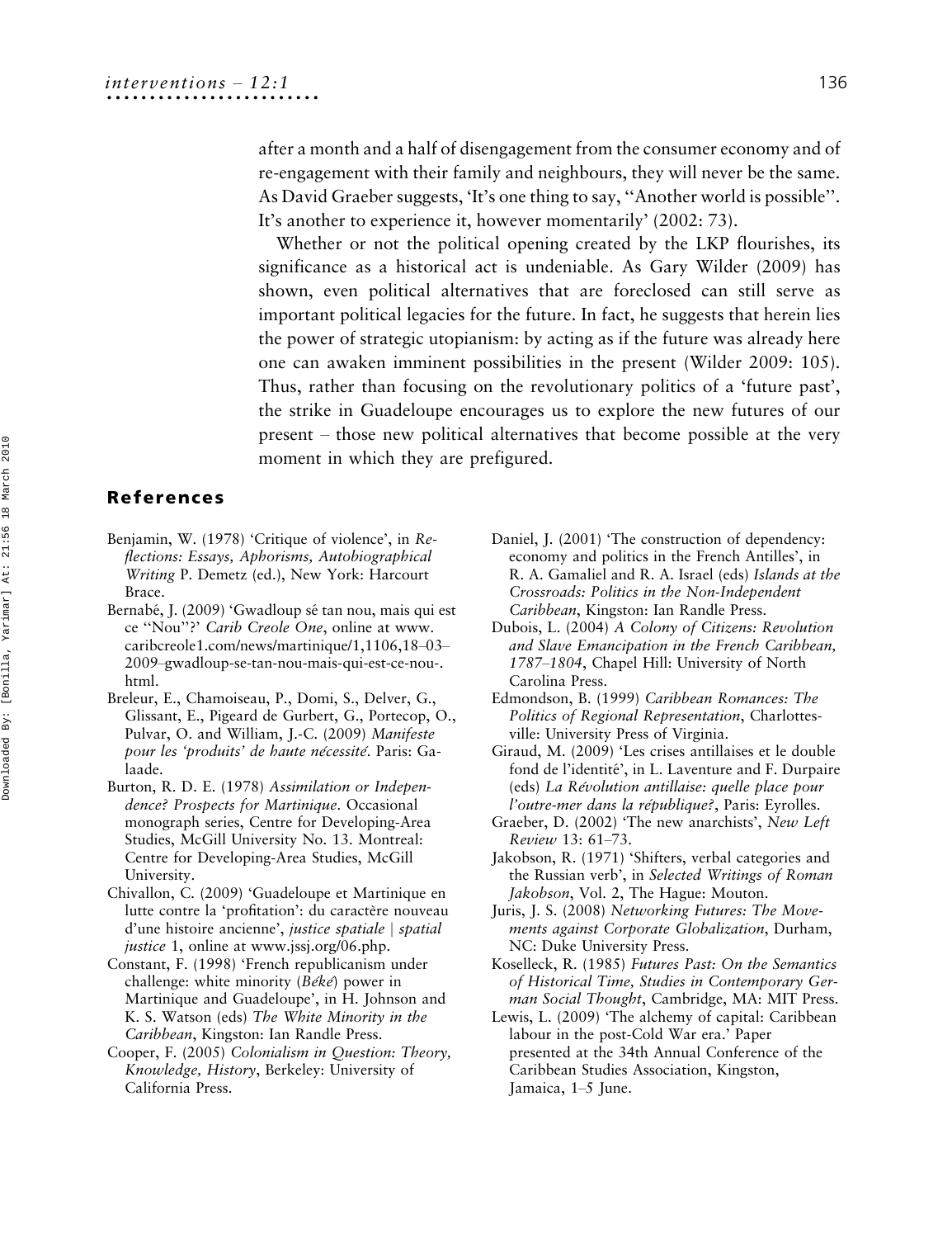after a month and a half of disengagement from the consumer economy and of re-engagement with their family and neighbours, they will never be the same. As David Graeber suggests, 'It's one thing to say, "Another world is possible". It's another to experience it, however momentarily' (2002: 73).

Whether or not the political opening created by the LKP flourishes, its significance as a historical act is undeniable. As Gary Wilder (2009) has shown, even political alternatives that are foreclosed can still serve as important political legacies for the future. In fact, he suggests that herein lies the power of strategic utopianism: by acting as if the future was already here one can awaken imminent possibilities in the present (Wilder 2009: 105). Thus, rather than focusing on the revolutionary politics of a 'future past', the strike in Guadeloupe encourages us to explore the new futures of our present – those new political alternatives that become possible at the very moment in which they are prefigured.

## References

Benjamin, W. (1978) 'Critique of violence', in *Reflections: Essays, Aphorisms, Autobiographical Writing* P. Demetz (ed.), New York: Harcourt Brace.

Bernabé, J. (2009) 'Gwadloup sé tan nou, mais qui est ce "Nou"?' *Carib Creole One*, online at www.caribcreole1.com/news/martinique/1,1106,18–03–2009–gwadloup-se-tan-nou-mais-qui-est-ce-nou-.html.

Breleur, E., Chamoiseau, P., Domi, S., Delver, G., Glissant, E., Pigeard de Gurbert, G., Portecop, O., Pulvar, O. and William, J.-C. (2009) *Manifeste pour les 'produits' de haute nécessité*. Paris: Galaade.

Burton, R. D. E. (1978) *Assimilation or Independence? Prospects for Martinique*. Occasional monograph series, Centre for Developing-Area Studies, McGill University No. 13. Montreal: Centre for Developing-Area Studies, McGill University.

Chivallon, C. (2009) 'Guadeloupe et Martinique en lutte contre la 'profitation': du caractère nouveau d'une histoire ancienne', *justice spatiale | spatial justice* 1, online at www.jssj.org/06.php.

Constant, F. (1998) 'French republicanism under challenge: white minority (*Béké*) power in Martinique and Guadeloupe', in H. Johnson and K. S. Watson (eds) *The White Minority in the Caribbean*, Kingston: Ian Randle Press.

Cooper, F. (2005) *Colonialism in Question: Theory, Knowledge, History*, Berkeley: University of California Press.

Daniel, J. (2001) 'The construction of dependency: economy and politics in the French Antilles', in R. A. Gamaliel and R. A. Israel (eds) *Islands at the Crossroads: Politics in the Non-Independent Caribbean*, Kingston: Ian Randle Press.

Dubois, L. (2004) *A Colony of Citizens: Revolution and Slave Emancipation in the French Caribbean, 1787–1804*, Chapel Hill: University of North Carolina Press.

Edmondson, B. (1999) *Caribbean Romances: The Politics of Regional Representation*, Charlottesville: University Press of Virginia.

Giraud, M. (2009) 'Les crises antillaises et le double fond de l'identité', in L. Laventure and F. Durpaire (eds) *La Révolution antillaise: quelle place pour l'outre-mer dans la république?*, Paris: Eyrolles.

Graeber, D. (2002) 'The new anarchists', *New Left Review* 13: 61–73.

Jakobson, R. (1971) 'Shifters, verbal categories and the Russian verb', in *Selected Writings of Roman Jakobson*, Vol. 2, The Hague: Mouton.

Juris, J. S. (2008) *Networking Futures: The Movements against Corporate Globalization*, Durham, NC: Duke University Press.

Koselleck, R. (1985) *Futures Past: On the Semantics of Historical Time, Studies in Contemporary German Social Thought*, Cambridge, MA: MIT Press.

Lewis, L. (2009) 'The alchemy of capital: Caribbean labour in the post-Cold War era.' Paper presented at the 34th Annual Conference of the Caribbean Studies Association, Kingston, Jamaica, 1–5 June.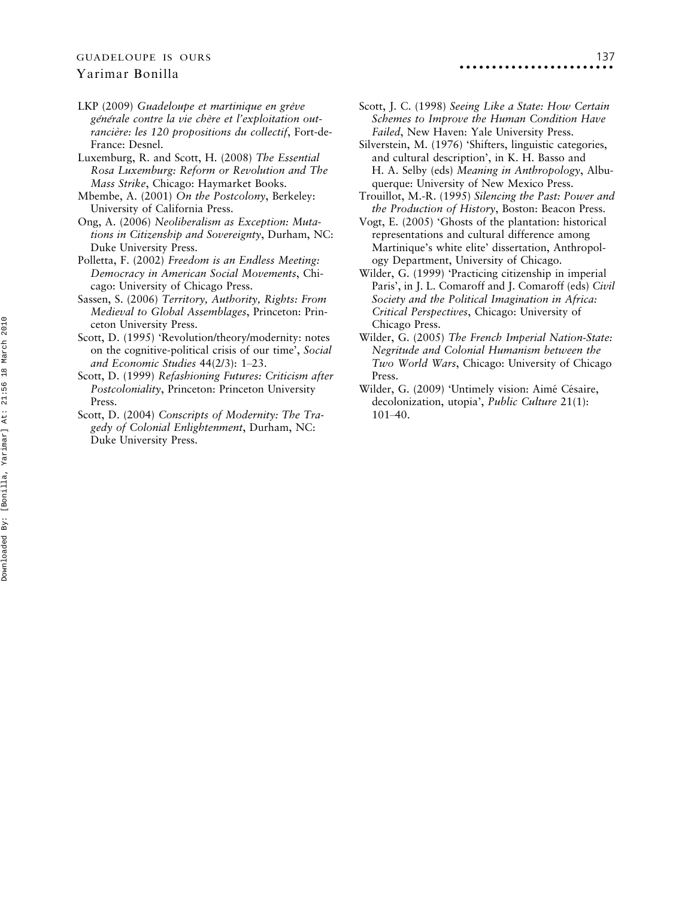LKP (2009) *Guadeloupe et martinique en grève générale contre la vie chère et l'exploitation outrancière: les 120 propositions du collectif*, Fort-de-France: Desnel.

Luxemburg, R. and Scott, H. (2008) *The Essential Rosa Luxemburg: Reform or Revolution and The Mass Strike*, Chicago: Haymarket Books.

Mbembe, A. (2001) *On the Postcolony*, Berkeley: University of California Press.

Ong, A. (2006) *Neoliberalism as Exception: Mutations in Citizenship and Sovereignty*, Durham, NC: Duke University Press.

Polletta, F. (2002) *Freedom is an Endless Meeting: Democracy in American Social Movements*, Chicago: University of Chicago Press.

Sassen, S. (2006) *Territory, Authority, Rights: From Medieval to Global Assemblages*, Princeton: Princeton University Press.

Scott, D. (1995) 'Revolution/theory/modernity: notes on the cognitive-political crisis of our time', *Social and Economic Studies* 44(2/3): 1–23.

Scott, D. (1999) *Refashioning Futures: Criticism after Postcoloniality*, Princeton: Princeton University Press.

Scott, D. (2004) *Conscripts of Modernity: The Tragedy of Colonial Enlightenment*, Durham, NC: Duke University Press.

Scott, J. C. (1998) *Seeing Like a State: How Certain Schemes to Improve the Human Condition Have Failed*, New Haven: Yale University Press.

Silverstein, M. (1976) 'Shifters, linguistic categories, and cultural description', in K. H. Basso and H. A. Selby (eds) *Meaning in Anthropology*, Albuquerque: University of New Mexico Press.

Trouillot, M.-R. (1995) *Silencing the Past: Power and the Production of History*, Boston: Beacon Press.

Vogt, E. (2005) 'Ghosts of the plantation: historical representations and cultural difference among Martinique's white elite' dissertation, Anthropology Department, University of Chicago.

Wilder, G. (1999) 'Practicing citizenship in imperial Paris', in J. L. Comaroff and J. Comaroff (eds) *Civil Society and the Political Imagination in Africa: Critical Perspectives*, Chicago: University of Chicago Press.

Wilder, G. (2005) *The French Imperial Nation-State: Negritude and Colonial Humanism between the Two World Wars*, Chicago: University of Chicago Press.

Wilder, G. (2009) 'Untimely vision: Aimé Césaire, decolonization, utopia', *Public Culture* 21(1): 101–40.